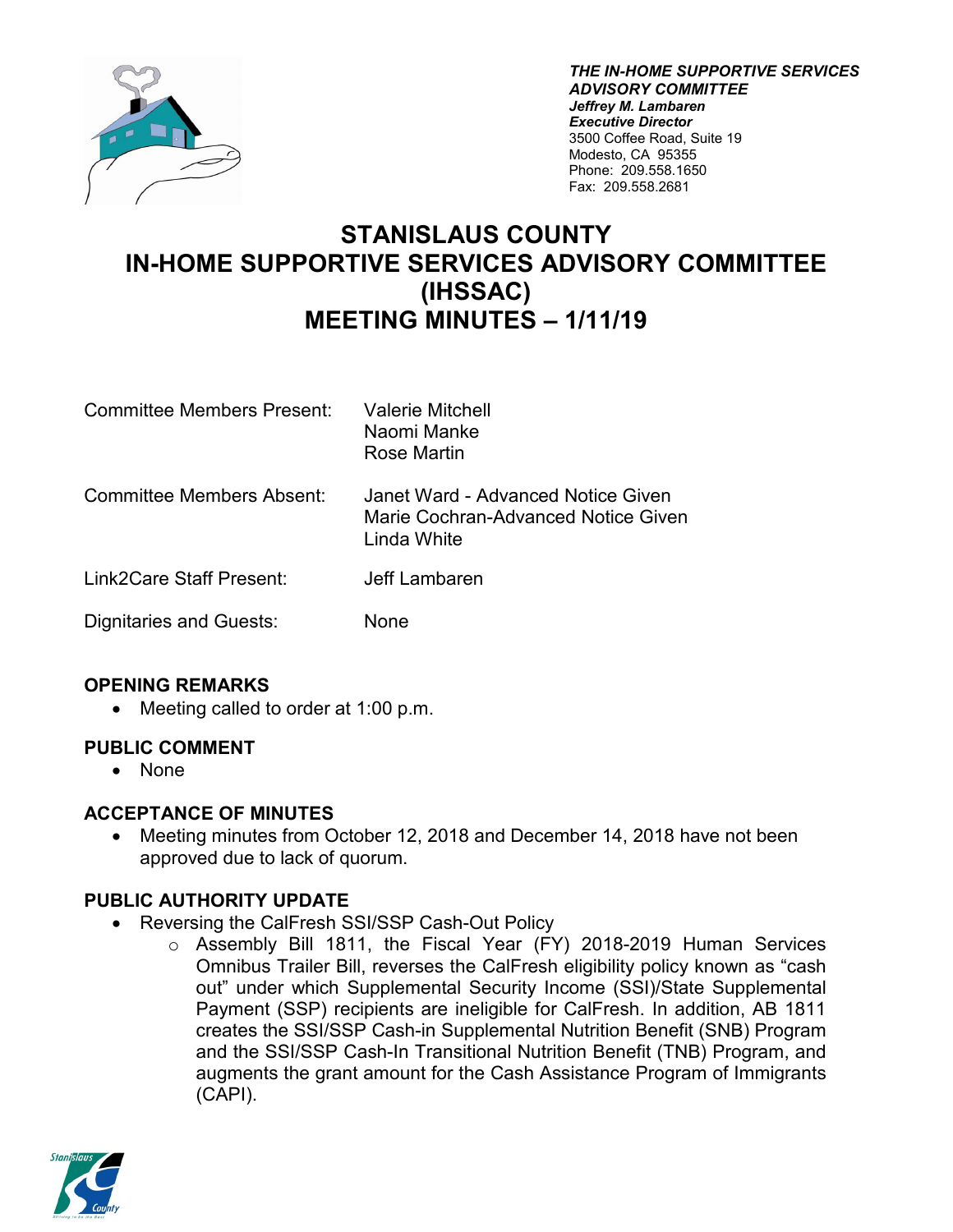***THE IN-HOME SUPPORTIVE SERVICES ADVISORY COMMITTEE***
***Jeffrey M. Lambaren***
***Executive Director***
3500 Coffee Road, Suite 19
Modesto, CA 95355
Phone: 209.558.1650
Fax: 209.558.2681

# STANISLAUS COUNTY IN-HOME SUPPORTIVE SERVICES ADVISORY COMMITTEE (IHSSAC) MEETING MINUTES – 1/11/19

| | |
|---|---|
| Committee Members Present: | Valerie Mitchell<br>Naomi Manke<br>Rose Martin |
| Committee Members Absent: | Janet Ward - Advanced Notice Given<br>Marie Cochran-Advanced Notice Given<br>Linda White |
| Link2Care Staff Present: | Jeff Lambaren |
| Dignitaries and Guests: | None |

## OPENING REMARKS

- Meeting called to order at 1:00 p.m.

## PUBLIC COMMENT

- None

## ACCEPTANCE OF MINUTES

- Meeting minutes from October 12, 2018 and December 14, 2018 have not been approved due to lack of quorum.

## PUBLIC AUTHORITY UPDATE

- Reversing the CalFresh SSI/SSP Cash-Out Policy
  - Assembly Bill 1811, the Fiscal Year (FY) 2018-2019 Human Services Omnibus Trailer Bill, reverses the CalFresh eligibility policy known as "cash out" under which Supplemental Security Income (SSI)/State Supplemental Payment (SSP) recipients are ineligible for CalFresh. In addition, AB 1811 creates the SSI/SSP Cash-in Supplemental Nutrition Benefit (SNB) Program and the SSI/SSP Cash-In Transitional Nutrition Benefit (TNB) Program, and augments the grant amount for the Cash Assistance Program of Immigrants (CAPI).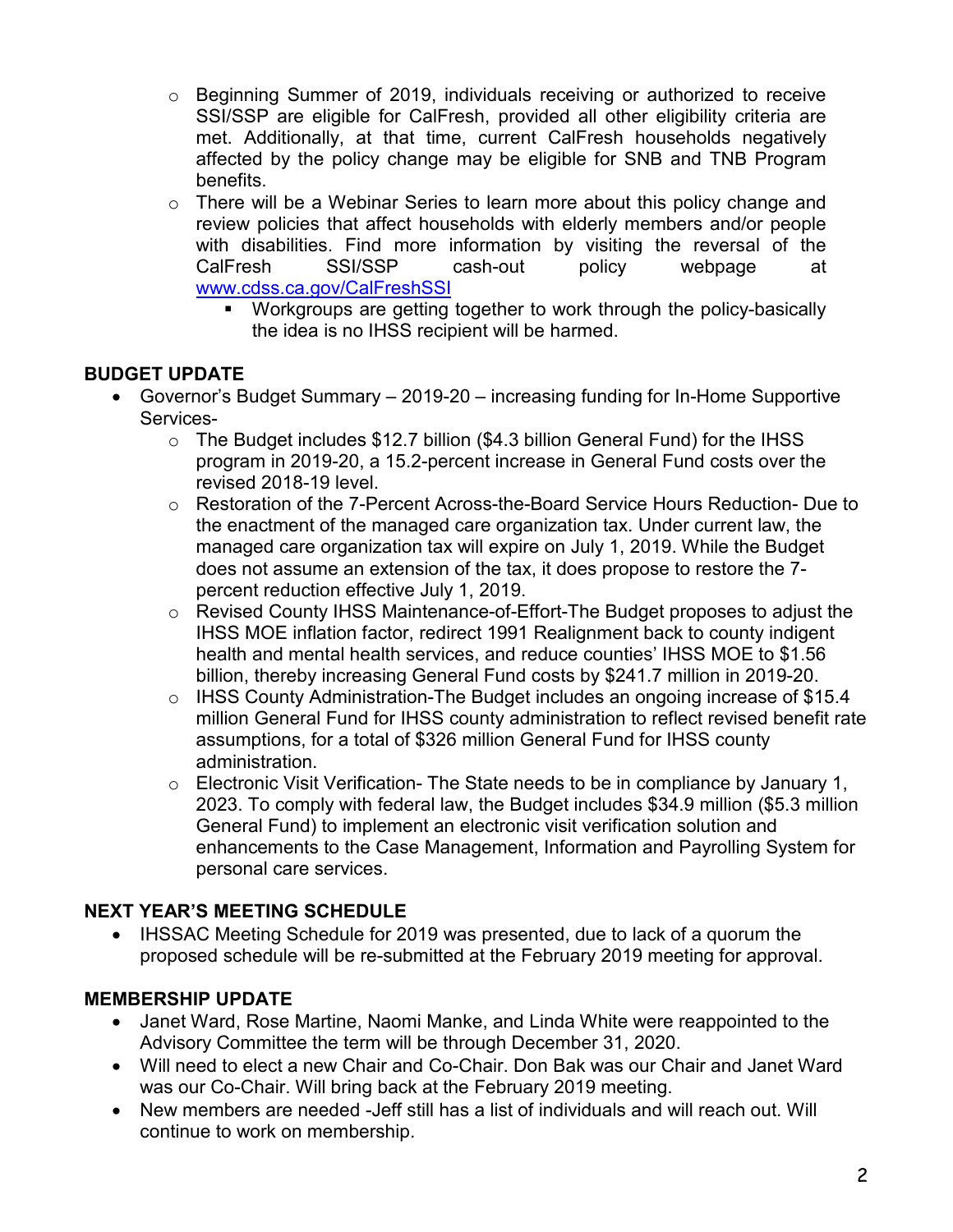- Beginning Summer of 2019, individuals receiving or authorized to receive SSI/SSP are eligible for CalFresh, provided all other eligibility criteria are met. Additionally, at that time, current CalFresh households negatively affected by the policy change may be eligible for SNB and TNB Program benefits.
- There will be a Webinar Series to learn more about this policy change and review policies that affect households with elderly members and/or people with disabilities. Find more information by visiting the reversal of the CalFresh SSI/SSP cash-out policy webpage at [www.cdss.ca.gov/CalFreshSSI](http://www.cdss.ca.gov/CalFreshSSI)
  - Workgroups are getting together to work through the policy-basically the idea is no IHSS recipient will be harmed.

## BUDGET UPDATE

- Governor's Budget Summary – 2019-20 – increasing funding for In-Home Supportive Services-
  - The Budget includes $12.7 billion ($4.3 billion General Fund) for the IHSS program in 2019-20, a 15.2-percent increase in General Fund costs over the revised 2018-19 level.
  - Restoration of the 7-Percent Across-the-Board Service Hours Reduction- Due to the enactment of the managed care organization tax. Under current law, the managed care organization tax will expire on July 1, 2019. While the Budget does not assume an extension of the tax, it does propose to restore the 7-percent reduction effective July 1, 2019.
  - Revised County IHSS Maintenance-of-Effort-The Budget proposes to adjust the IHSS MOE inflation factor, redirect 1991 Realignment back to county indigent health and mental health services, and reduce counties' IHSS MOE to $1.56 billion, thereby increasing General Fund costs by $241.7 million in 2019-20.
  - IHSS County Administration-The Budget includes an ongoing increase of $15.4 million General Fund for IHSS county administration to reflect revised benefit rate assumptions, for a total of $326 million General Fund for IHSS county administration.
  - Electronic Visit Verification- The State needs to be in compliance by January 1, 2023. To comply with federal law, the Budget includes $34.9 million ($5.3 million General Fund) to implement an electronic visit verification solution and enhancements to the Case Management, Information and Payrolling System for personal care services.

## NEXT YEAR'S MEETING SCHEDULE

- IHSSAC Meeting Schedule for 2019 was presented, due to lack of a quorum the proposed schedule will be re-submitted at the February 2019 meeting for approval.

## MEMBERSHIP UPDATE

- Janet Ward, Rose Martine, Naomi Manke, and Linda White were reappointed to the Advisory Committee the term will be through December 31, 2020.
- Will need to elect a new Chair and Co-Chair. Don Bak was our Chair and Janet Ward was our Co-Chair. Will bring back at the February 2019 meeting.
- New members are needed -Jeff still has a list of individuals and will reach out. Will continue to work on membership.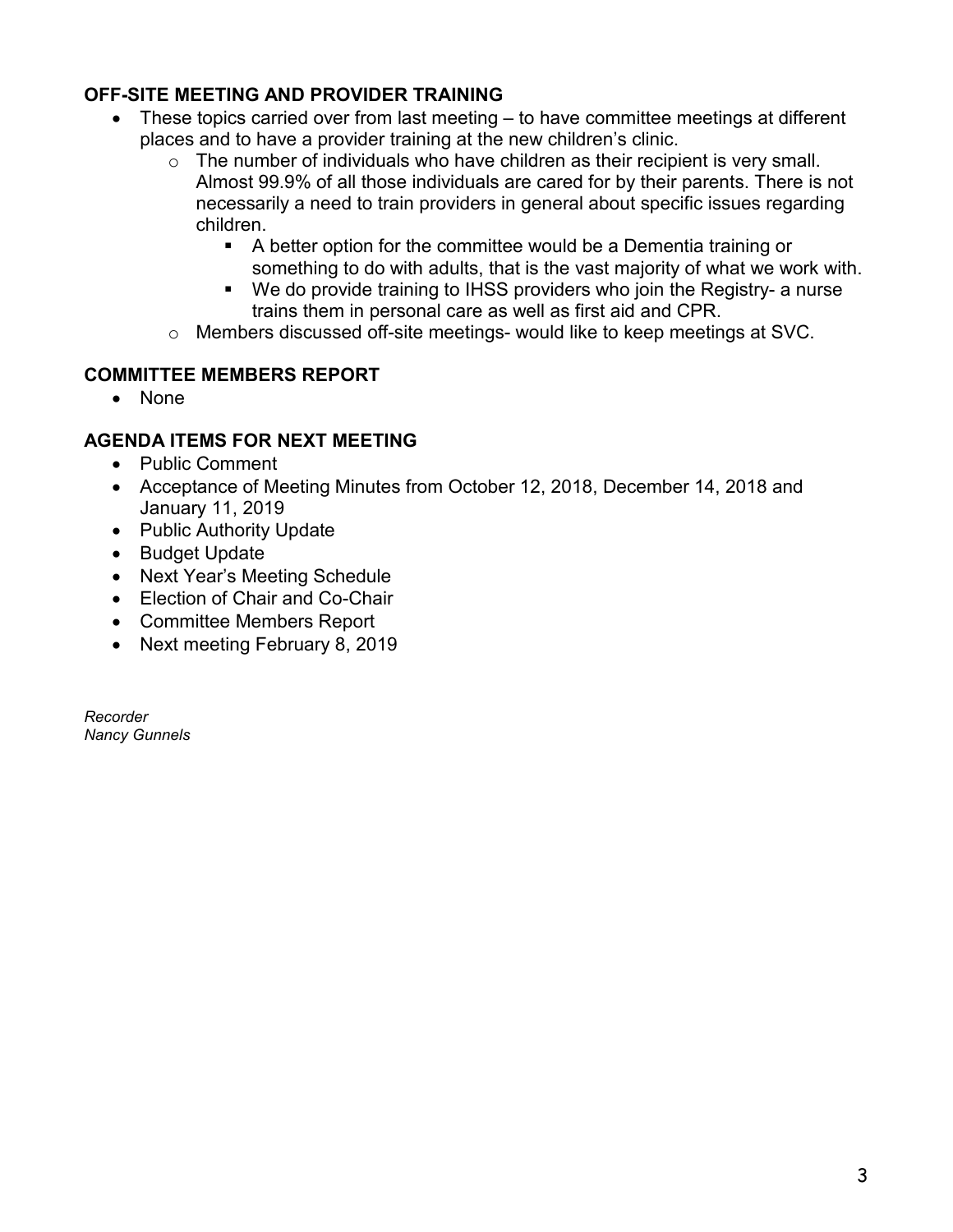## OFF-SITE MEETING AND PROVIDER TRAINING

- These topics carried over from last meeting – to have committee meetings at different places and to have a provider training at the new children's clinic.
  - The number of individuals who have children as their recipient is very small. Almost 99.9% of all those individuals are cared for by their parents. There is not necessarily a need to train providers in general about specific issues regarding children.
    - A better option for the committee would be a Dementia training or something to do with adults, that is the vast majority of what we work with.
    - We do provide training to IHSS providers who join the Registry- a nurse trains them in personal care as well as first aid and CPR.
  - Members discussed off-site meetings- would like to keep meetings at SVC.

## COMMITTEE MEMBERS REPORT

- None

## AGENDA ITEMS FOR NEXT MEETING

- Public Comment
- Acceptance of Meeting Minutes from October 12, 2018, December 14, 2018 and January 11, 2019
- Public Authority Update
- Budget Update
- Next Year's Meeting Schedule
- Election of Chair and Co-Chair
- Committee Members Report
- Next meeting February 8, 2019

*Recorder*
*Nancy Gunnels*